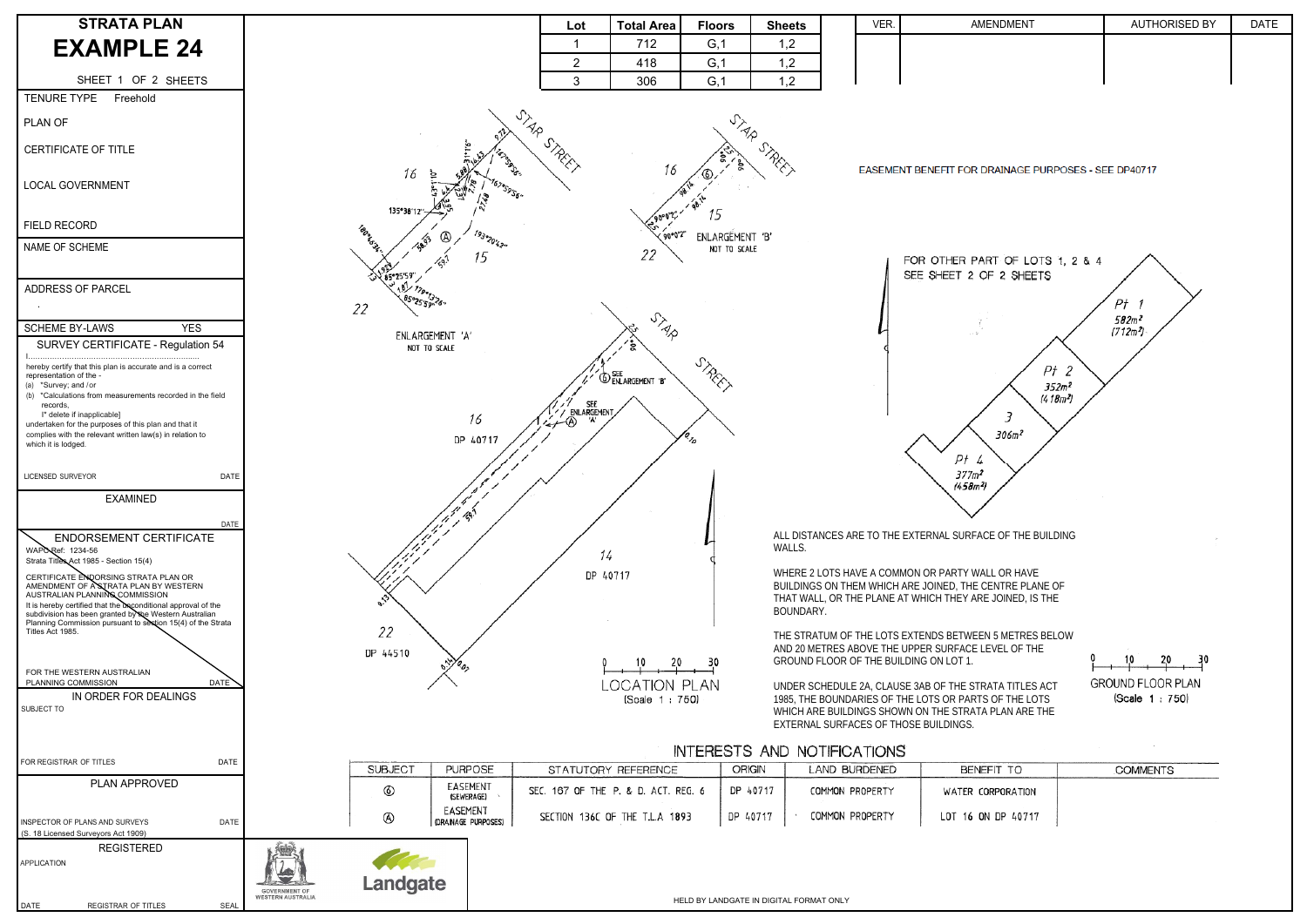# STRATA PLAN

# EXAMPLE 24

SHEET 1 OF 2 SHEETS

| Lot | Total Area | Floors | Sheets |
|---|---|---|---|
| 1 | 712 | G,1 | 1,2 |
| 2 | 418 | G,1 | 1,2 |
| 3 | 306 | G,1 | 1,2 |

| VER. | AMENDMENT | AUTHORISED BY | DATE |
|---|---|---|---|
| | | | |

TENURE TYPE Freehold

PLAN OF

CERTIFICATE OF TITLE

LOCAL GOVERNMENT

FIELD RECORD

NAME OF SCHEME

ADDRESS OF PARCEL

SCHEME BY-LAWS YES

## SURVEY CERTIFICATE - Regulation 54

I.......................................................................
hereby certify that this plan is accurate and is a correct representation of the -
(a) *Survey; and /or
(b) *Calculations from measurements recorded in the field records,
[* delete if inapplicable]
undertaken for the purposes of this plan and that it complies with the relevant written law(s) in relation to which it is lodged.

LICENSED SURVEYOR DATE

## EXAMINED

DATE

## ENDORSEMENT CERTIFICATE

WAPC Ref: 1234-56
Strata Titles Act 1985 - Section 15(4)

CERTIFICATE ENDORSING STRATA PLAN OR AMENDMENT OF A STRATA PLAN BY WESTERN AUSTRALIAN PLANNING COMMISSION
It is hereby certified that the unconditional approval of the subdivision has been granted by the Western Australian Planning Commission pursuant to section 15(4) of the Strata Titles Act 1985.

FOR THE WESTERN AUSTRALIAN PLANNING COMMISSION DATE

## IN ORDER FOR DEALINGS

SUBJECT TO

FOR REGISTRAR OF TITLES DATE

## PLAN APPROVED

INSPECTOR OF PLANS AND SURVEYS DATE
(S. 18 Licensed Surveyors Act 1909)

## REGISTERED

APPLICATION

DATE REGISTRAR OF TITLES SEAL

EASEMENT BENEFIT FOR DRAINAGE PURPOSES - SEE DP40717

FOR OTHER PART OF LOTS 1, 2 & 4 SEE SHEET 2 OF 2 SHEETS

Pt 1 $582m^2$ ($712m^2$)

Pt 2 $352m^2$ ($418m^2$)

3 $306m^2$

Pt 4 $377m^2$ ($458m^2$)

ENLARGEMENT 'A' NOT TO SCALE

ENLARGEMENT 'B' NOT TO SCALE

LOCATION PLAN (Scale 1 : 750)

GROUND FLOOR PLAN (Scale 1 : 750)

ALL DISTANCES ARE TO THE EXTERNAL SURFACE OF THE BUILDING WALLS.

WHERE 2 LOTS HAVE A COMMON OR PARTY WALL OR HAVE BUILDINGS ON THEM WHICH ARE JOINED, THE CENTRE PLANE OF THAT WALL, OR THE PLANE AT WHICH THEY ARE JOINED, IS THE BOUNDARY.

THE STRATUM OF THE LOTS EXTENDS BETWEEN 5 METRES BELOW AND 20 METRES ABOVE THE UPPER SURFACE LEVEL OF THE GROUND FLOOR OF THE BUILDING ON LOT 1.

UNDER SCHEDULE 2A, CLAUSE 3AB OF THE STRATA TITLES ACT 1985, THE BOUNDARIES OF THE LOTS OR PARTS OF THE LOTS WHICH ARE BUILDINGS SHOWN ON THE STRATA PLAN ARE THE EXTERNAL SURFACES OF THOSE BUILDINGS.

## INTERESTS AND NOTIFICATIONS

| SUBJECT | PURPOSE | STATUTORY REFERENCE | ORIGIN | LAND BURDENED | BENEFIT TO | COMMENTS |
|---|---|---|---|---|---|---|
| Ⓑ | EASEMENT (SEWERAGE) | SEC. 167 OF THE P. & D. ACT. REG. 6 | DP 40717 | COMMON PROPERTY | WATER CORPORATION | |
| Ⓐ | EASEMENT (DRAINAGE PURPOSES) | SECTION 136C OF THE T.L.A 1893 | DP 40717 | COMMON PROPERTY | LOT 16 ON DP 40717 | |

GOVERNMENT OF WESTERN AUSTRALIA

Landgate

HELD BY LANDGATE IN DIGITAL FORMAT ONLY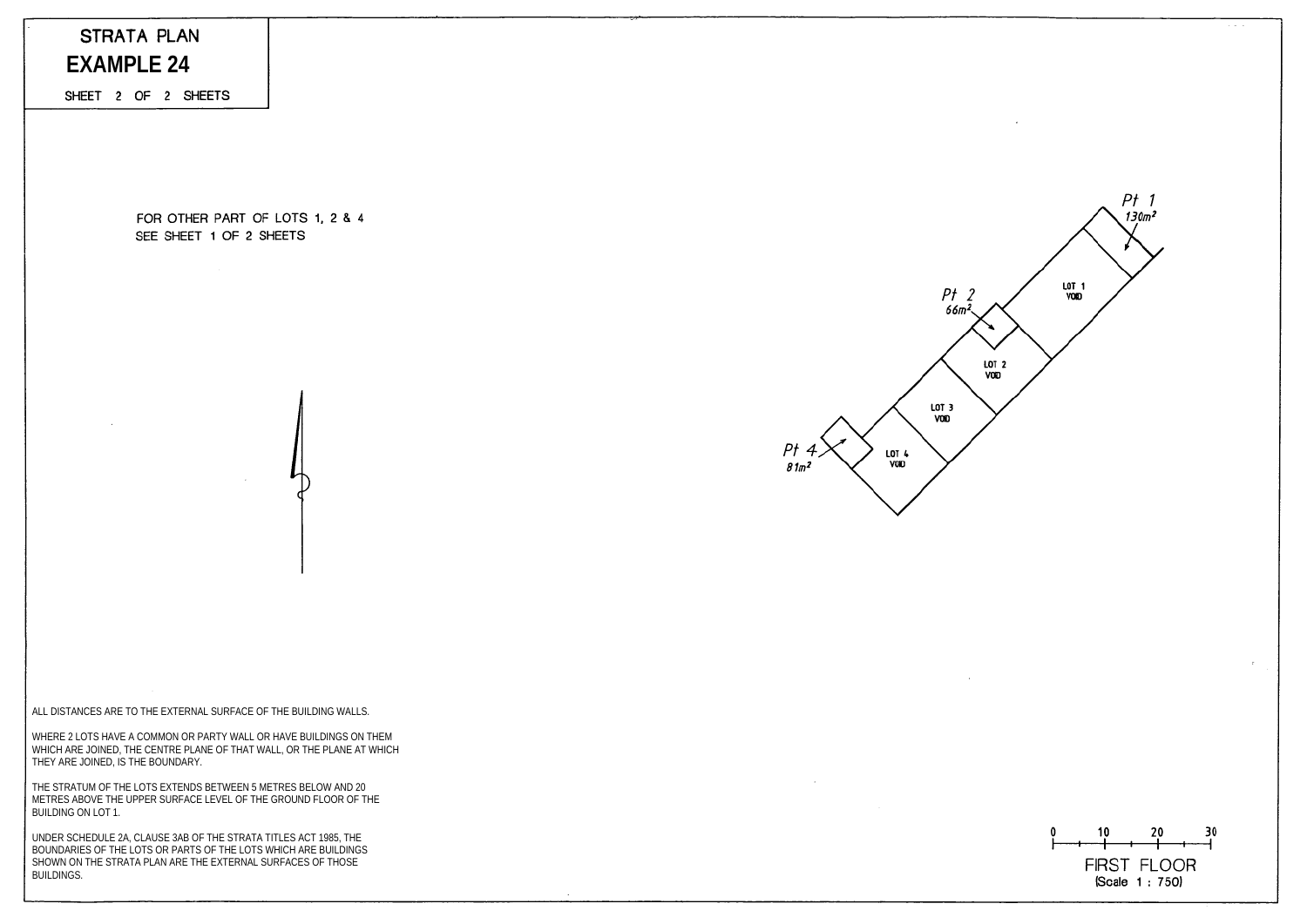# STRATA PLAN

## EXAMPLE 24

SHEET 2 OF 2 SHEETS

FOR OTHER PART OF LOTS 1, 2 & 4
SEE SHEET 1 OF 2 SHEETS

Pt 1
$130m^2$

Pt 2
$66m^2$

LOT 1
VOID

LOT 2
VOID

LOT 3
VOID

Pt 4
$81m^2$

LOT 4
VOID

ALL DISTANCES ARE TO THE EXTERNAL SURFACE OF THE BUILDING WALLS.

WHERE 2 LOTS HAVE A COMMON OR PARTY WALL OR HAVE BUILDINGS ON THEM WHICH ARE JOINED, THE CENTRE PLANE OF THAT WALL, OR THE PLANE AT WHICH THEY ARE JOINED, IS THE BOUNDARY.

THE STRATUM OF THE LOTS EXTENDS BETWEEN 5 METRES BELOW AND 20 METRES ABOVE THE UPPER SURFACE LEVEL OF THE GROUND FLOOR OF THE BUILDING ON LOT 1.

UNDER SCHEDULE 2A, CLAUSE 3AB OF THE STRATA TITLES ACT 1985, THE BOUNDARIES OF THE LOTS OR PARTS OF THE LOTS WHICH ARE BUILDINGS SHOWN ON THE STRATA PLAN ARE THE EXTERNAL SURFACES OF THOSE BUILDINGS.

0 10 20 30

FIRST FLOOR
(Scale 1 : 750)